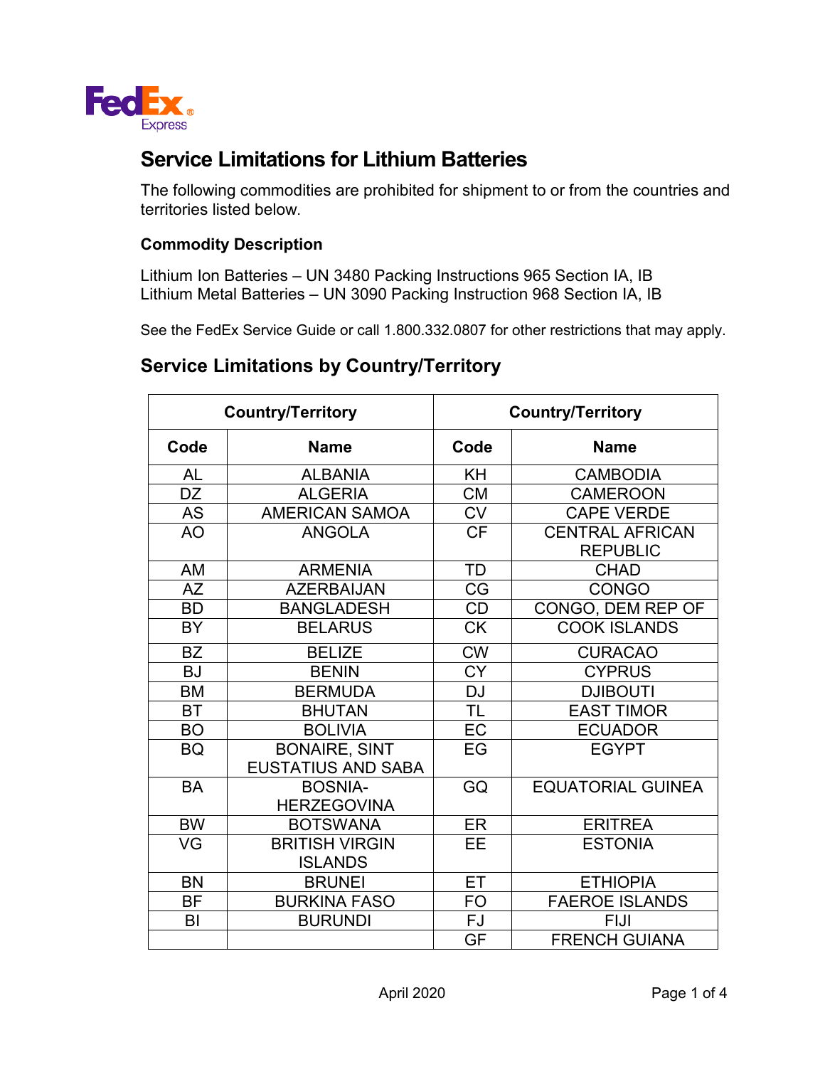# Service Limitations for Lithium Batteries

The following commodities are prohibited for shipment to or from the countries and territories listed below.

### Commodity Description

Lithium Ion Batteries – UN 3480 Packing Instructions 965 Section IA, IB
Lithium Metal Batteries – UN 3090 Packing Instruction 968 Section IA, IB

See the FedEx Service Guide or call 1.800.332.0807 for other restrictions that may apply.

## Service Limitations by Country/Territory

| Country/Territory | | Country/Territory | |
|---|---|---|---|
| **Code** | **Name** | **Code** | **Name** |
| AL | ALBANIA | KH | CAMBODIA |
| DZ | ALGERIA | CM | CAMEROON |
| AS | AMERICAN SAMOA | CV | CAPE VERDE |
| AO | ANGOLA | CF | CENTRAL AFRICAN REPUBLIC |
| AM | ARMENIA | TD | CHAD |
| AZ | AZERBAIJAN | CG | CONGO |
| BD | BANGLADESH | CD | CONGO, DEM REP OF |
| BY | BELARUS | CK | COOK ISLANDS |
| BZ | BELIZE | CW | CURACAO |
| BJ | BENIN | CY | CYPRUS |
| BM | BERMUDA | DJ | DJIBOUTI |
| BT | BHUTAN | TL | EAST TIMOR |
| BO | BOLIVIA | EC | ECUADOR |
| BQ | BONAIRE, SINT EUSTATIUS AND SABA | EG | EGYPT |
| BA | BOSNIA-HERZEGOVINA | GQ | EQUATORIAL GUINEA |
| BW | BOTSWANA | ER | ERITREA |
| VG | BRITISH VIRGIN ISLANDS | EE | ESTONIA |
| BN | BRUNEI | ET | ETHIOPIA |
| BF | BURKINA FASO | FO | FAEROE ISLANDS |
| BI | BURUNDI | FJ | FIJI |
| | | GF | FRENCH GUIANA |

April 2020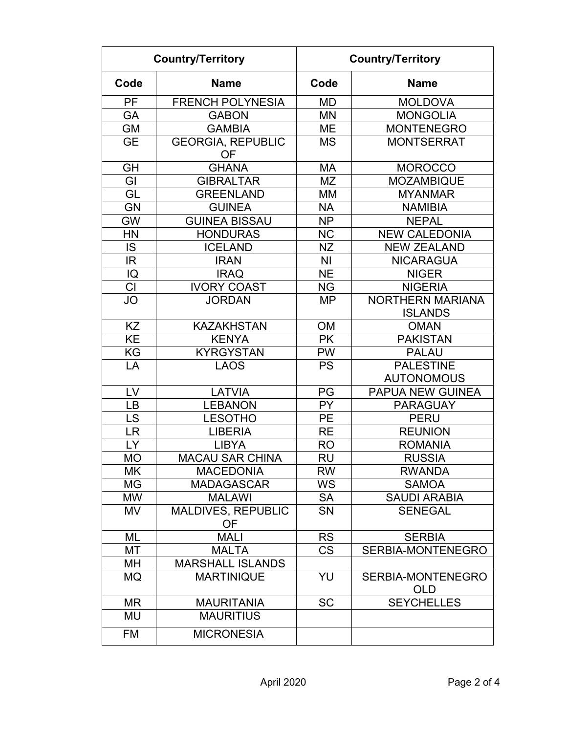| Country/Territory | | Country/Territory | |
|---|---|---|---|
| **Code** | **Name** | **Code** | **Name** |
| PF | FRENCH POLYNESIA | MD | MOLDOVA |
| GA | GABON | MN | MONGOLIA |
| GM | GAMBIA | ME | MONTENEGRO |
| GE | GEORGIA, REPUBLIC OF | MS | MONTSERRAT |
| GH | GHANA | MA | MOROCCO |
| GI | GIBRALTAR | MZ | MOZAMBIQUE |
| GL | GREENLAND | MM | MYANMAR |
| GN | GUINEA | NA | NAMIBIA |
| GW | GUINEA BISSAU | NP | NEPAL |
| HN | HONDURAS | NC | NEW CALEDONIA |
| IS | ICELAND | NZ | NEW ZEALAND |
| IR | IRAN | NI | NICARAGUA |
| IQ | IRAQ | NE | NIGER |
| CI | IVORY COAST | NG | NIGERIA |
| JO | JORDAN | MP | NORTHERN MARIANA ISLANDS |
| KZ | KAZAKHSTAN | OM | OMAN |
| KE | KENYA | PK | PAKISTAN |
| KG | KYRGYSTAN | PW | PALAU |
| LA | LAOS | PS | PALESTINE AUTONOMOUS |
| LV | LATVIA | PG | PAPUA NEW GUINEA |
| LB | LEBANON | PY | PARAGUAY |
| LS | LESOTHO | PE | PERU |
| LR | LIBERIA | RE | REUNION |
| LY | LIBYA | RO | ROMANIA |
| MO | MACAU SAR CHINA | RU | RUSSIA |
| MK | MACEDONIA | RW | RWANDA |
| MG | MADAGASCAR | WS | SAMOA |
| MW | MALAWI | SA | SAUDI ARABIA |
| MV | MALDIVES, REPUBLIC OF | SN | SENEGAL |
| ML | MALI | RS | SERBIA |
| MT | MALTA | CS | SERBIA-MONTENEGRO |
| MH | MARSHALL ISLANDS | | |
| MQ | MARTINIQUE | YU | SERBIA-MONTENEGRO OLD |
| MR | MAURITANIA | SC | SEYCHELLES |
| MU | MAURITIUS | | |
| FM | MICRONESIA | | |

April 2020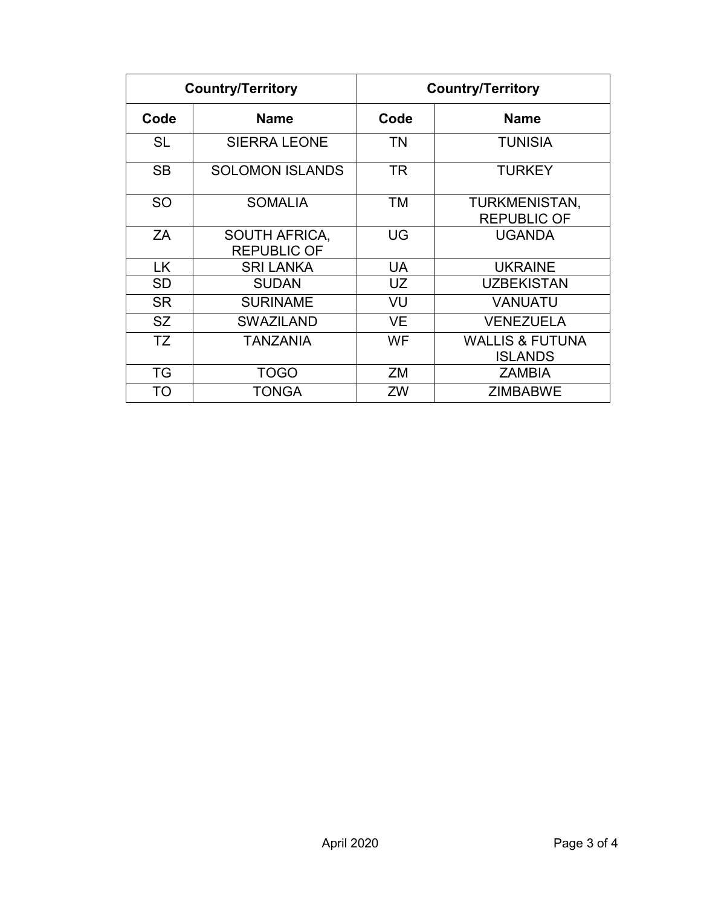| Country/Territory | | Country/Territory | |
|---|---|---|---|
| **Code** | **Name** | **Code** | **Name** |
| SL | SIERRA LEONE | TN | TUNISIA |
| SB | SOLOMON ISLANDS | TR | TURKEY |
| SO | SOMALIA | TM | TURKMENISTAN, REPUBLIC OF |
| ZA | SOUTH AFRICA, REPUBLIC OF | UG | UGANDA |
| LK | SRI LANKA | UA | UKRAINE |
| SD | SUDAN | UZ | UZBEKISTAN |
| SR | SURINAME | VU | VANUATU |
| SZ | SWAZILAND | VE | VENEZUELA |
| TZ | TANZANIA | WF | WALLIS & FUTUNA ISLANDS |
| TG | TOGO | ZM | ZAMBIA |
| TO | TONGA | ZW | ZIMBABWE |

April 2020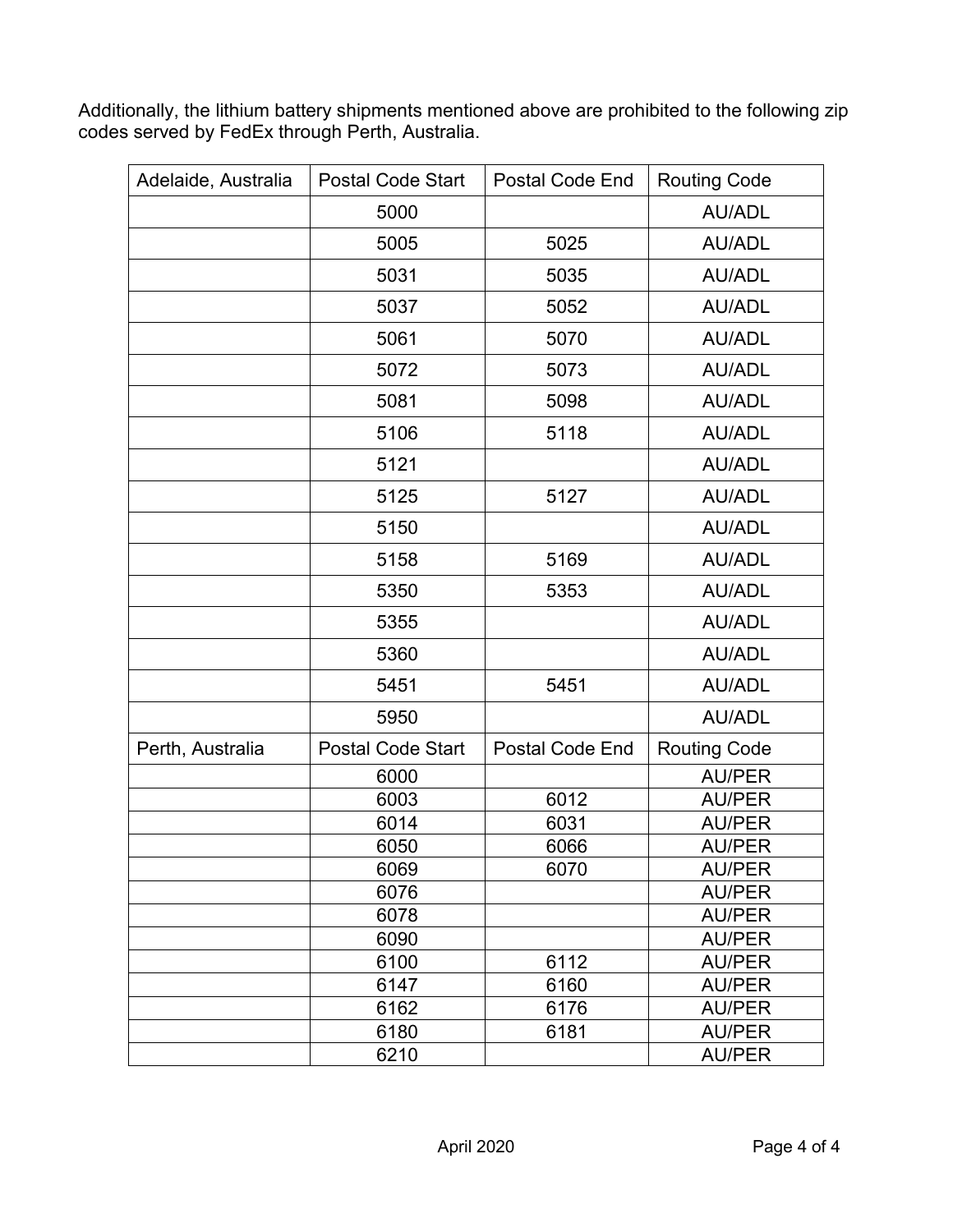Additionally, the lithium battery shipments mentioned above are prohibited to the following zip codes served by FedEx through Perth, Australia.

| Adelaide, Australia | Postal Code Start | Postal Code End | Routing Code |
|---|---|---|---|
| | 5000 | | AU/ADL |
| | 5005 | 5025 | AU/ADL |
| | 5031 | 5035 | AU/ADL |
| | 5037 | 5052 | AU/ADL |
| | 5061 | 5070 | AU/ADL |
| | 5072 | 5073 | AU/ADL |
| | 5081 | 5098 | AU/ADL |
| | 5106 | 5118 | AU/ADL |
| | 5121 | | AU/ADL |
| | 5125 | 5127 | AU/ADL |
| | 5150 | | AU/ADL |
| | 5158 | 5169 | AU/ADL |
| | 5350 | 5353 | AU/ADL |
| | 5355 | | AU/ADL |
| | 5360 | | AU/ADL |
| | 5451 | 5451 | AU/ADL |
| | 5950 | | AU/ADL |
| Perth, Australia | Postal Code Start | Postal Code End | Routing Code |
| | 6000 | | AU/PER |
| | 6003 | 6012 | AU/PER |
| | 6014 | 6031 | AU/PER |
| | 6050 | 6066 | AU/PER |
| | 6069 | 6070 | AU/PER |
| | 6076 | | AU/PER |
| | 6078 | | AU/PER |
| | 6090 | | AU/PER |
| | 6100 | 6112 | AU/PER |
| | 6147 | 6160 | AU/PER |
| | 6162 | 6176 | AU/PER |
| | 6180 | 6181 | AU/PER |
| | 6210 | | AU/PER |

April 2020